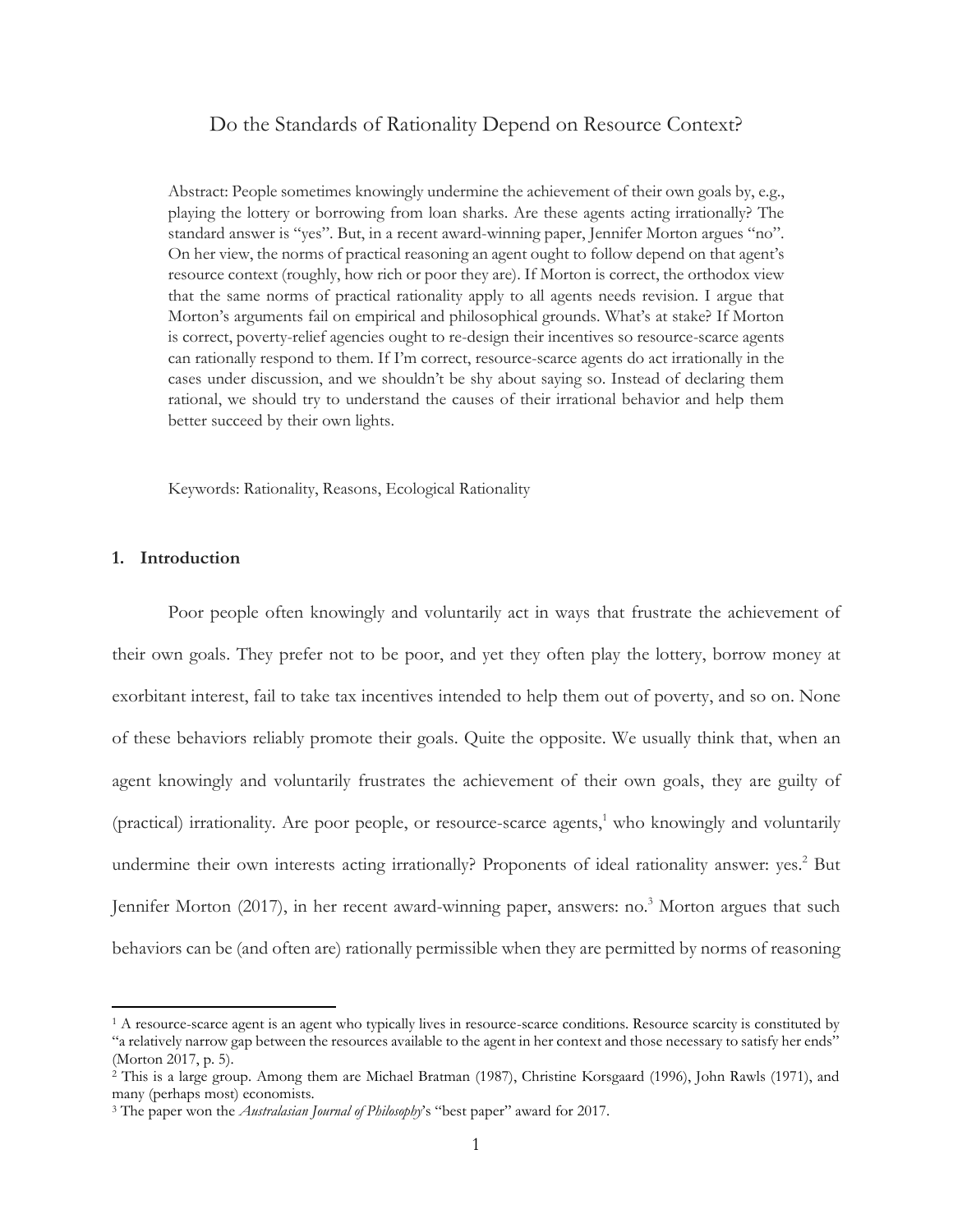# Do the Standards of Rationality Depend on Resource Context?

Abstract: People sometimes knowingly undermine the achievement of their own goals by, e.g., playing the lottery or borrowing from loan sharks. Are these agents acting irrationally? The standard answer is "yes". But, in a recent award-winning paper, Jennifer Morton argues "no". On her view, the norms of practical reasoning an agent ought to follow depend on that agent's resource context (roughly, how rich or poor they are). If Morton is correct, the orthodox view that the same norms of practical rationality apply to all agents needs revision. I argue that Morton's arguments fail on empirical and philosophical grounds. What's at stake? If Morton is correct, poverty-relief agencies ought to re-design their incentives so resource-scarce agents can rationally respond to them. If I'm correct, resource-scarce agents do act irrationally in the cases under discussion, and we shouldn't be shy about saying so. Instead of declaring them rational, we should try to understand the causes of their irrational behavior and help them better succeed by their own lights.

Keywords: Rationality, Reasons, Ecological Rationality

## 1. Introduction

Poor people often knowingly and voluntarily act in ways that frustrate the achievement of their own goals. They prefer not to be poor, and yet they often play the lottery, borrow money at exorbitant interest, fail to take tax incentives intended to help them out of poverty, and so on. None of these behaviors reliably promote their goals. Quite the opposite. We usually think that, when an agent knowingly and voluntarily frustrates the achievement of their own goals, they are guilty of (practical) irrationality. Are poor people, or resource-scarce agents,[1] who knowingly and voluntarily undermine their own interests acting irrationally? Proponents of ideal rationality answer: yes.[2] But Jennifer Morton (2017), in her recent award-winning paper, answers: no.[3] Morton argues that such behaviors can be (and often are) rationally permissible when they are permitted by norms of reasoning

[1] A resource-scarce agent is an agent who typically lives in resource-scarce conditions. Resource scarcity is constituted by "a relatively narrow gap between the resources available to the agent in her context and those necessary to satisfy her ends" (Morton 2017, p. 5).

[2] This is a large group. Among them are Michael Bratman (1987), Christine Korsgaard (1996), John Rawls (1971), and many (perhaps most) economists.

[3] The paper won the *Australasian Journal of Philosophy*'s "best paper" award for 2017.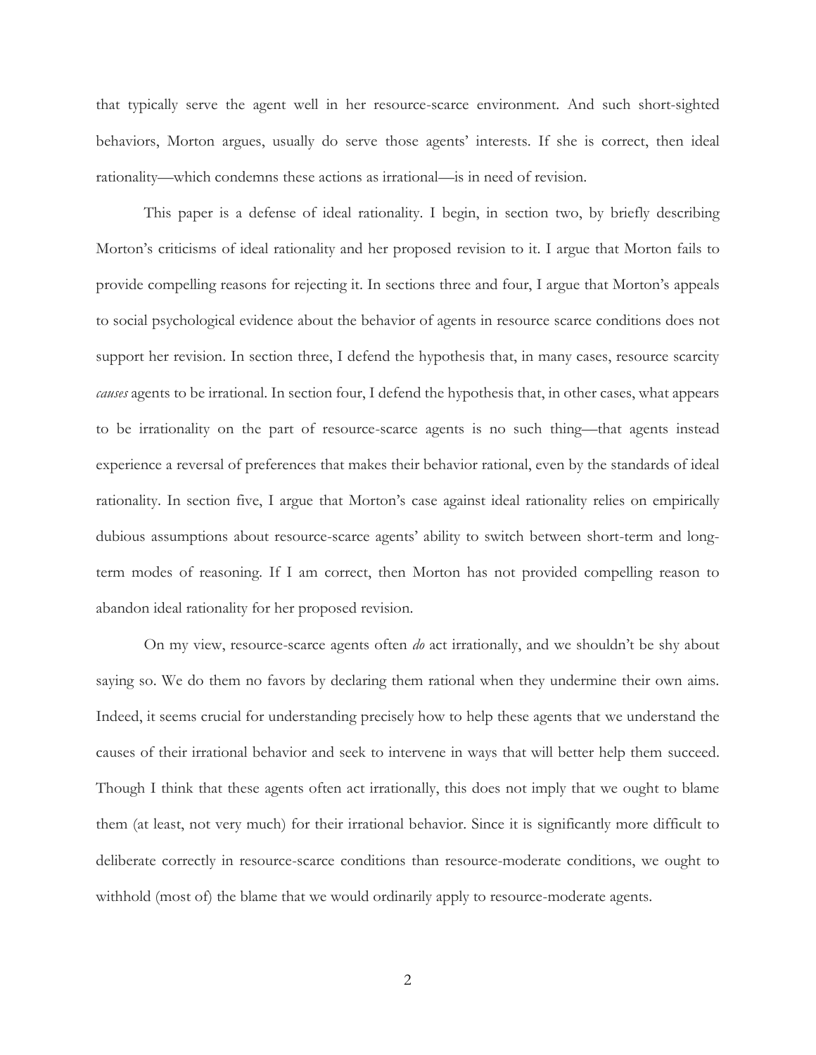that typically serve the agent well in her resource-scarce environment. And such short-sighted behaviors, Morton argues, usually do serve those agents' interests. If she is correct, then ideal rationality—which condemns these actions as irrational—is in need of revision.

This paper is a defense of ideal rationality. I begin, in section two, by briefly describing Morton's criticisms of ideal rationality and her proposed revision to it. I argue that Morton fails to provide compelling reasons for rejecting it. In sections three and four, I argue that Morton's appeals to social psychological evidence about the behavior of agents in resource scarce conditions does not support her revision. In section three, I defend the hypothesis that, in many cases, resource scarcity *causes* agents to be irrational. In section four, I defend the hypothesis that, in other cases, what appears to be irrationality on the part of resource-scarce agents is no such thing—that agents instead experience a reversal of preferences that makes their behavior rational, even by the standards of ideal rationality. In section five, I argue that Morton's case against ideal rationality relies on empirically dubious assumptions about resource-scarce agents' ability to switch between short-term and long-term modes of reasoning. If I am correct, then Morton has not provided compelling reason to abandon ideal rationality for her proposed revision.

On my view, resource-scarce agents often *do* act irrationally, and we shouldn't be shy about saying so. We do them no favors by declaring them rational when they undermine their own aims. Indeed, it seems crucial for understanding precisely how to help these agents that we understand the causes of their irrational behavior and seek to intervene in ways that will better help them succeed. Though I think that these agents often act irrationally, this does not imply that we ought to blame them (at least, not very much) for their irrational behavior. Since it is significantly more difficult to deliberate correctly in resource-scarce conditions than resource-moderate conditions, we ought to withhold (most of) the blame that we would ordinarily apply to resource-moderate agents.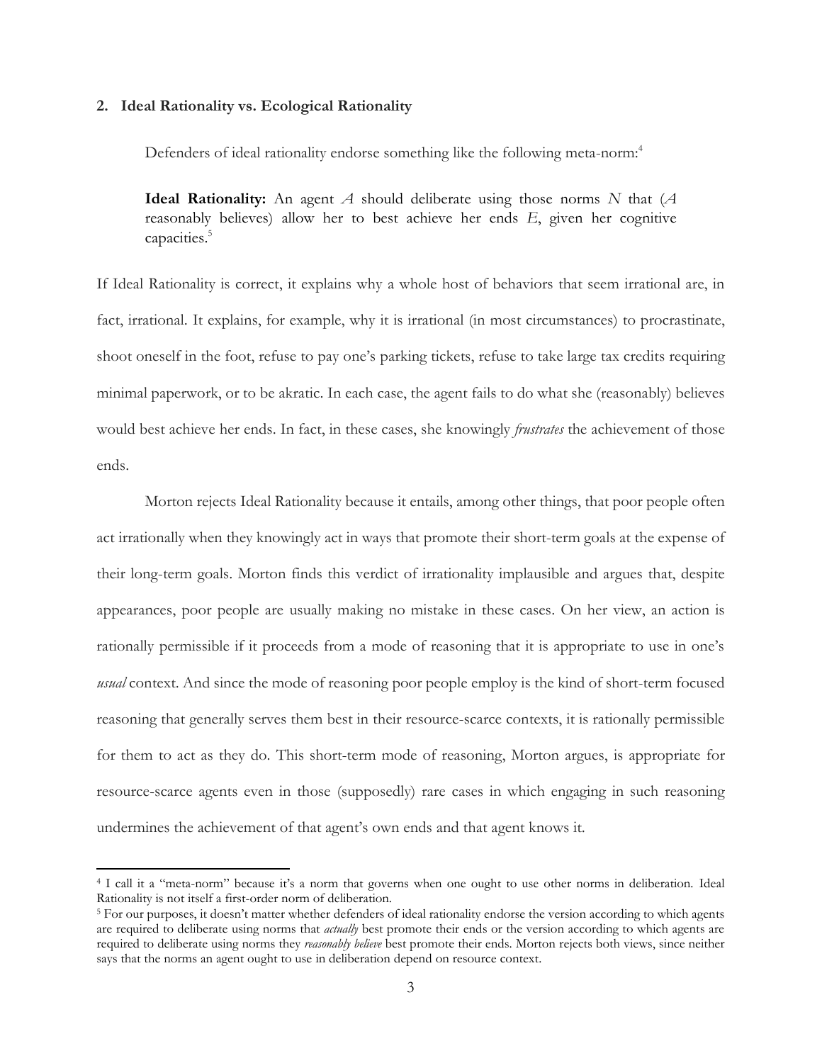## 2. Ideal Rationality vs. Ecological Rationality

Defenders of ideal rationality endorse something like the following meta-norm:[4]

> **Ideal Rationality:** An agent $A$ should deliberate using those norms $N$ that ($A$ reasonably believes) allow her to best achieve her ends $E$, given her cognitive capacities.[5]

If Ideal Rationality is correct, it explains why a whole host of behaviors that seem irrational are, in fact, irrational. It explains, for example, why it is irrational (in most circumstances) to procrastinate, shoot oneself in the foot, refuse to pay one's parking tickets, refuse to take large tax credits requiring minimal paperwork, or to be akratic. In each case, the agent fails to do what she (reasonably) believes would best achieve her ends. In fact, in these cases, she knowingly *frustrates* the achievement of those ends.

Morton rejects Ideal Rationality because it entails, among other things, that poor people often act irrationally when they knowingly act in ways that promote their short-term goals at the expense of their long-term goals. Morton finds this verdict of irrationality implausible and argues that, despite appearances, poor people are usually making no mistake in these cases. On her view, an action is rationally permissible if it proceeds from a mode of reasoning that it is appropriate to use in one's *usual* context. And since the mode of reasoning poor people employ is the kind of short-term focused reasoning that generally serves them best in their resource-scarce contexts, it is rationally permissible for them to act as they do. This short-term mode of reasoning, Morton argues, is appropriate for resource-scarce agents even in those (supposedly) rare cases in which engaging in such reasoning undermines the achievement of that agent's own ends and that agent knows it.

---

[4] I call it a "meta-norm" because it's a norm that governs when one ought to use other norms in deliberation. Ideal Rationality is not itself a first-order norm of deliberation.

[5] For our purposes, it doesn't matter whether defenders of ideal rationality endorse the version according to which agents are required to deliberate using norms that *actually* best promote their ends or the version according to which agents are required to deliberate using norms they *reasonably believe* best promote their ends. Morton rejects both views, since neither says that the norms an agent ought to use in deliberation depend on resource context.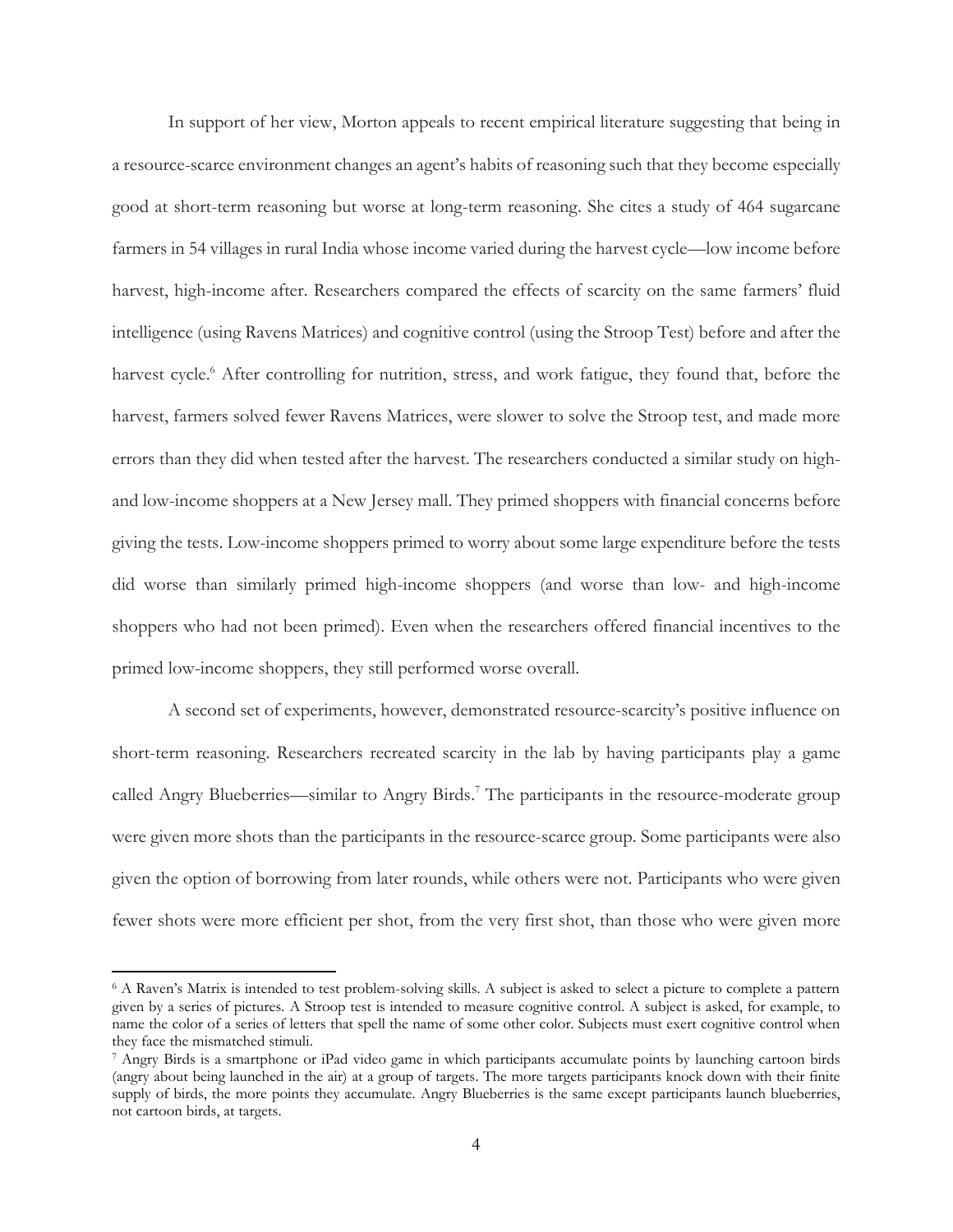In support of her view, Morton appeals to recent empirical literature suggesting that being in a resource-scarce environment changes an agent's habits of reasoning such that they become especially good at short-term reasoning but worse at long-term reasoning. She cites a study of 464 sugarcane farmers in 54 villages in rural India whose income varied during the harvest cycle—low income before harvest, high-income after. Researchers compared the effects of scarcity on the same farmers' fluid intelligence (using Ravens Matrices) and cognitive control (using the Stroop Test) before and after the harvest cycle.[6] After controlling for nutrition, stress, and work fatigue, they found that, before the harvest, farmers solved fewer Ravens Matrices, were slower to solve the Stroop test, and made more errors than they did when tested after the harvest. The researchers conducted a similar study on high- and low-income shoppers at a New Jersey mall. They primed shoppers with financial concerns before giving the tests. Low-income shoppers primed to worry about some large expenditure before the tests did worse than similarly primed high-income shoppers (and worse than low- and high-income shoppers who had not been primed). Even when the researchers offered financial incentives to the primed low-income shoppers, they still performed worse overall.

A second set of experiments, however, demonstrated resource-scarcity's positive influence on short-term reasoning. Researchers recreated scarcity in the lab by having participants play a game called Angry Blueberries—similar to Angry Birds.[7] The participants in the resource-moderate group were given more shots than the participants in the resource-scarce group. Some participants were also given the option of borrowing from later rounds, while others were not. Participants who were given fewer shots were more efficient per shot, from the very first shot, than those who were given more

---

[6] A Raven's Matrix is intended to test problem-solving skills. A subject is asked to select a picture to complete a pattern given by a series of pictures. A Stroop test is intended to measure cognitive control. A subject is asked, for example, to name the color of a series of letters that spell the name of some other color. Subjects must exert cognitive control when they face the mismatched stimuli.

[7] Angry Birds is a smartphone or iPad video game in which participants accumulate points by launching cartoon birds (angry about being launched in the air) at a group of targets. The more targets participants knock down with their finite supply of birds, the more points they accumulate. Angry Blueberries is the same except participants launch blueberries, not cartoon birds, at targets.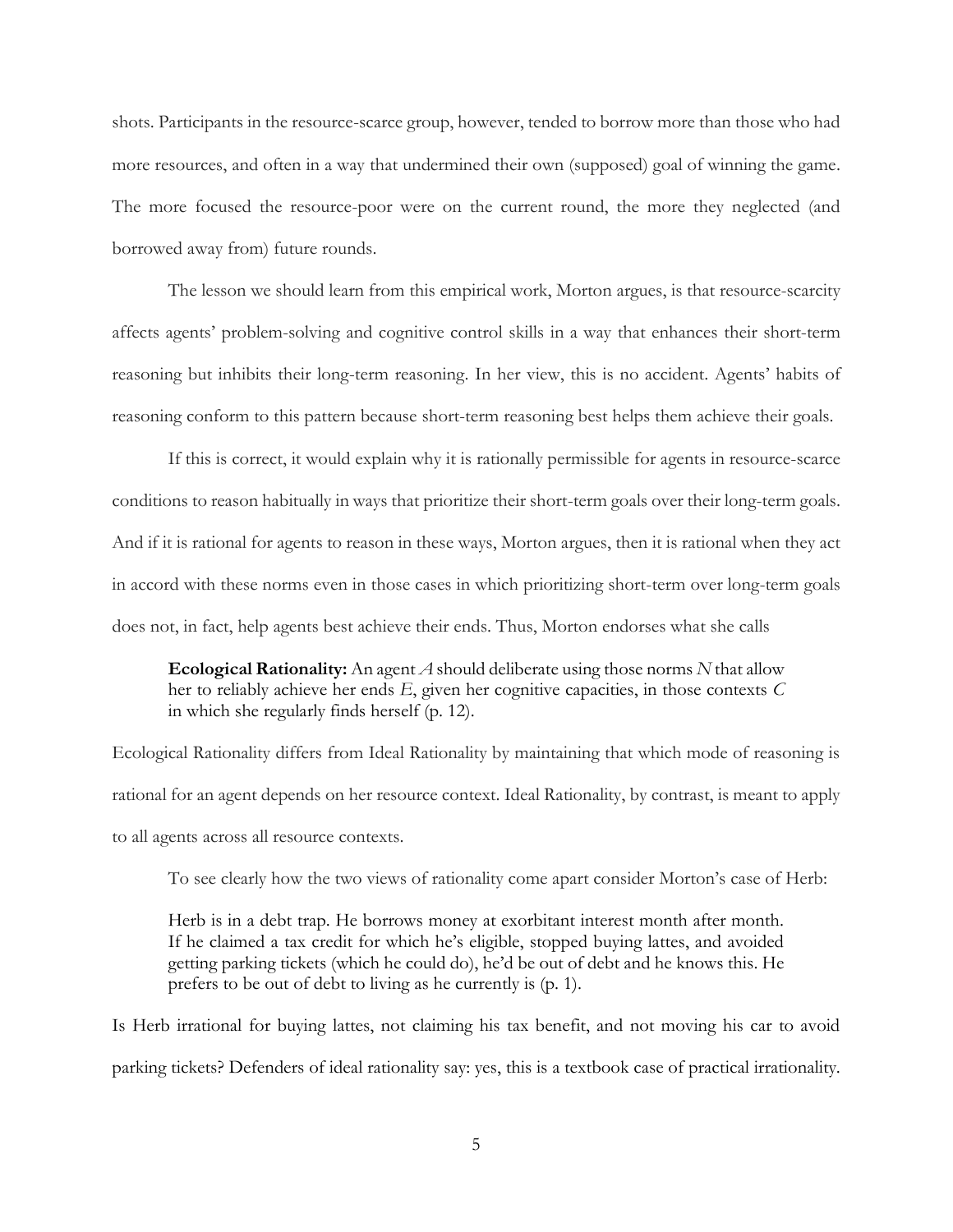shots. Participants in the resource-scarce group, however, tended to borrow more than those who had more resources, and often in a way that undermined their own (supposed) goal of winning the game. The more focused the resource-poor were on the current round, the more they neglected (and borrowed away from) future rounds.

The lesson we should learn from this empirical work, Morton argues, is that resource-scarcity affects agents' problem-solving and cognitive control skills in a way that enhances their short-term reasoning but inhibits their long-term reasoning. In her view, this is no accident. Agents' habits of reasoning conform to this pattern because short-term reasoning best helps them achieve their goals.

If this is correct, it would explain why it is rationally permissible for agents in resource-scarce conditions to reason habitually in ways that prioritize their short-term goals over their long-term goals. And if it is rational for agents to reason in these ways, Morton argues, then it is rational when they act in accord with these norms even in those cases in which prioritizing short-term over long-term goals does not, in fact, help agents best achieve their ends. Thus, Morton endorses what she calls

> **Ecological Rationality:** An agent *A* should deliberate using those norms *N* that allow her to reliably achieve her ends *E*, given her cognitive capacities, in those contexts *C* in which she regularly finds herself (p. 12).

Ecological Rationality differs from Ideal Rationality by maintaining that which mode of reasoning is rational for an agent depends on her resource context. Ideal Rationality, by contrast, is meant to apply to all agents across all resource contexts.

To see clearly how the two views of rationality come apart consider Morton's case of Herb:

> Herb is in a debt trap. He borrows money at exorbitant interest month after month. If he claimed a tax credit for which he's eligible, stopped buying lattes, and avoided getting parking tickets (which he could do), he'd be out of debt and he knows this. He prefers to be out of debt to living as he currently is (p. 1).

Is Herb irrational for buying lattes, not claiming his tax benefit, and not moving his car to avoid parking tickets? Defenders of ideal rationality say: yes, this is a textbook case of practical irrationality.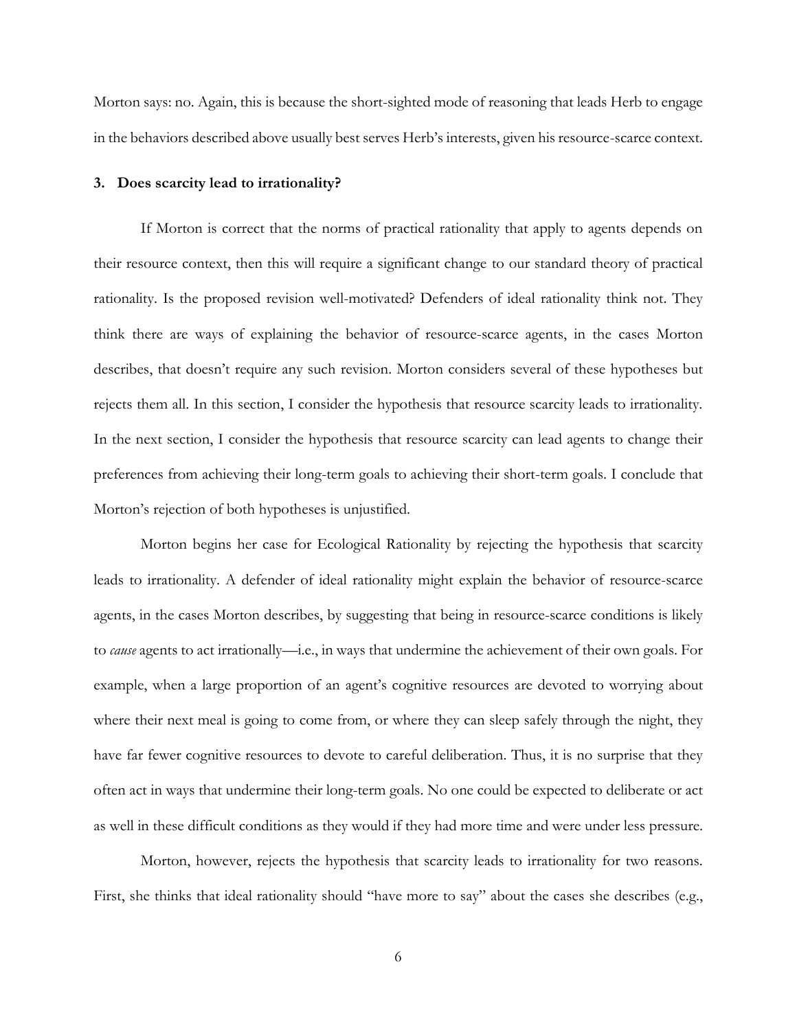Morton says: no. Again, this is because the short-sighted mode of reasoning that leads Herb to engage in the behaviors described above usually best serves Herb's interests, given his resource-scarce context.

### 3. Does scarcity lead to irrationality?

If Morton is correct that the norms of practical rationality that apply to agents depends on their resource context, then this will require a significant change to our standard theory of practical rationality. Is the proposed revision well-motivated? Defenders of ideal rationality think not. They think there are ways of explaining the behavior of resource-scarce agents, in the cases Morton describes, that doesn't require any such revision. Morton considers several of these hypotheses but rejects them all. In this section, I consider the hypothesis that resource scarcity leads to irrationality. In the next section, I consider the hypothesis that resource scarcity can lead agents to change their preferences from achieving their long-term goals to achieving their short-term goals. I conclude that Morton's rejection of both hypotheses is unjustified.

Morton begins her case for Ecological Rationality by rejecting the hypothesis that scarcity leads to irrationality. A defender of ideal rationality might explain the behavior of resource-scarce agents, in the cases Morton describes, by suggesting that being in resource-scarce conditions is likely to *cause* agents to act irrationally—i.e., in ways that undermine the achievement of their own goals. For example, when a large proportion of an agent's cognitive resources are devoted to worrying about where their next meal is going to come from, or where they can sleep safely through the night, they have far fewer cognitive resources to devote to careful deliberation. Thus, it is no surprise that they often act in ways that undermine their long-term goals. No one could be expected to deliberate or act as well in these difficult conditions as they would if they had more time and were under less pressure.

Morton, however, rejects the hypothesis that scarcity leads to irrationality for two reasons. First, she thinks that ideal rationality should "have more to say" about the cases she describes (e.g.,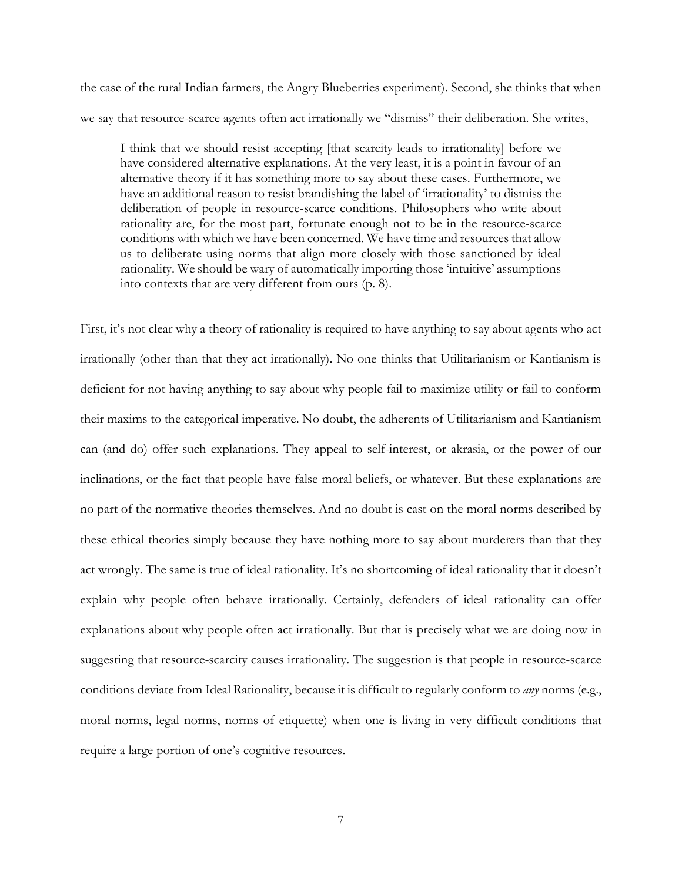the case of the rural Indian farmers, the Angry Blueberries experiment). Second, she thinks that when we say that resource-scarce agents often act irrationally we "dismiss" their deliberation. She writes,

> I think that we should resist accepting [that scarcity leads to irrationality] before we have considered alternative explanations. At the very least, it is a point in favour of an alternative theory if it has something more to say about these cases. Furthermore, we have an additional reason to resist brandishing the label of 'irrationality' to dismiss the deliberation of people in resource-scarce conditions. Philosophers who write about rationality are, for the most part, fortunate enough not to be in the resource-scarce conditions with which we have been concerned. We have time and resources that allow us to deliberate using norms that align more closely with those sanctioned by ideal rationality. We should be wary of automatically importing those 'intuitive' assumptions into contexts that are very different from ours (p. 8).

First, it's not clear why a theory of rationality is required to have anything to say about agents who act irrationally (other than that they act irrationally). No one thinks that Utilitarianism or Kantianism is deficient for not having anything to say about why people fail to maximize utility or fail to conform their maxims to the categorical imperative. No doubt, the adherents of Utilitarianism and Kantianism can (and do) offer such explanations. They appeal to self-interest, or akrasia, or the power of our inclinations, or the fact that people have false moral beliefs, or whatever. But these explanations are no part of the normative theories themselves. And no doubt is cast on the moral norms described by these ethical theories simply because they have nothing more to say about murderers than that they act wrongly. The same is true of ideal rationality. It's no shortcoming of ideal rationality that it doesn't explain why people often behave irrationally. Certainly, defenders of ideal rationality can offer explanations about why people often act irrationally. But that is precisely what we are doing now in suggesting that resource-scarcity causes irrationality. The suggestion is that people in resource-scarce conditions deviate from Ideal Rationality, because it is difficult to regularly conform to *any* norms (e.g., moral norms, legal norms, norms of etiquette) when one is living in very difficult conditions that require a large portion of one's cognitive resources.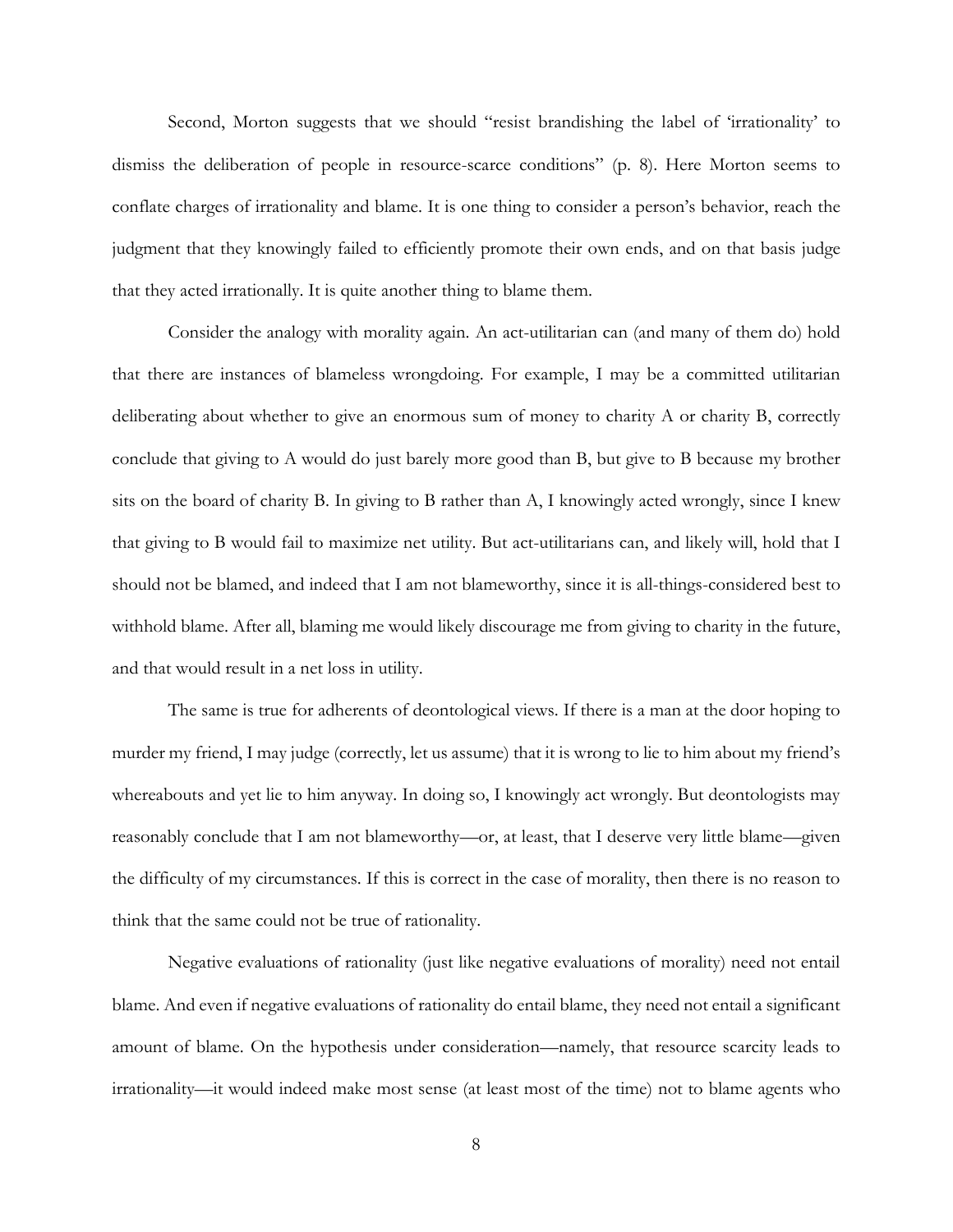Second, Morton suggests that we should "resist brandishing the label of 'irrationality' to dismiss the deliberation of people in resource-scarce conditions" (p. 8). Here Morton seems to conflate charges of irrationality and blame. It is one thing to consider a person's behavior, reach the judgment that they knowingly failed to efficiently promote their own ends, and on that basis judge that they acted irrationally. It is quite another thing to blame them.

Consider the analogy with morality again. An act-utilitarian can (and many of them do) hold that there are instances of blameless wrongdoing. For example, I may be a committed utilitarian deliberating about whether to give an enormous sum of money to charity A or charity B, correctly conclude that giving to A would do just barely more good than B, but give to B because my brother sits on the board of charity B. In giving to B rather than A, I knowingly acted wrongly, since I knew that giving to B would fail to maximize net utility. But act-utilitarians can, and likely will, hold that I should not be blamed, and indeed that I am not blameworthy, since it is all-things-considered best to withhold blame. After all, blaming me would likely discourage me from giving to charity in the future, and that would result in a net loss in utility.

The same is true for adherents of deontological views. If there is a man at the door hoping to murder my friend, I may judge (correctly, let us assume) that it is wrong to lie to him about my friend's whereabouts and yet lie to him anyway. In doing so, I knowingly act wrongly. But deontologists may reasonably conclude that I am not blameworthy—or, at least, that I deserve very little blame—given the difficulty of my circumstances. If this is correct in the case of morality, then there is no reason to think that the same could not be true of rationality.

Negative evaluations of rationality (just like negative evaluations of morality) need not entail blame. And even if negative evaluations of rationality do entail blame, they need not entail a significant amount of blame. On the hypothesis under consideration—namely, that resource scarcity leads to irrationality—it would indeed make most sense (at least most of the time) not to blame agents who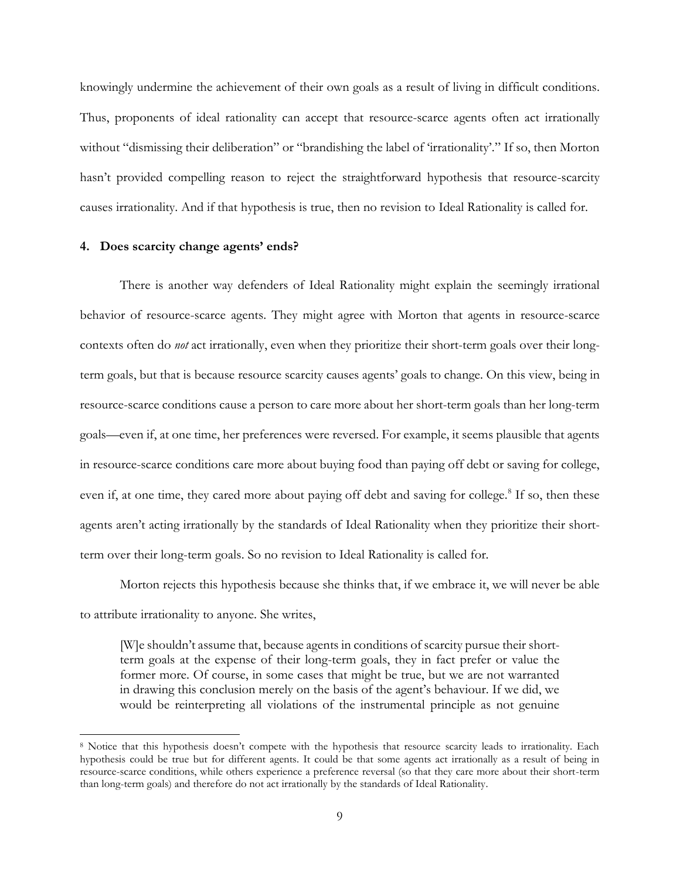knowingly undermine the achievement of their own goals as a result of living in difficult conditions. Thus, proponents of ideal rationality can accept that resource-scarce agents often act irrationally without "dismissing their deliberation" or "brandishing the label of 'irrationality'." If so, then Morton hasn't provided compelling reason to reject the straightforward hypothesis that resource-scarcity causes irrationality. And if that hypothesis is true, then no revision to Ideal Rationality is called for.

## 4. Does scarcity change agents' ends?

There is another way defenders of Ideal Rationality might explain the seemingly irrational behavior of resource-scarce agents. They might agree with Morton that agents in resource-scarce contexts often do *not* act irrationally, even when they prioritize their short-term goals over their long-term goals, but that is because resource scarcity causes agents' goals to change. On this view, being in resource-scarce conditions cause a person to care more about her short-term goals than her long-term goals—even if, at one time, her preferences were reversed. For example, it seems plausible that agents in resource-scarce conditions care more about buying food than paying off debt or saving for college, even if, at one time, they cared more about paying off debt and saving for college.[8] If so, then these agents aren't acting irrationally by the standards of Ideal Rationality when they prioritize their short-term over their long-term goals. So no revision to Ideal Rationality is called for.

Morton rejects this hypothesis because she thinks that, if we embrace it, we will never be able to attribute irrationality to anyone. She writes,

> [W]e shouldn't assume that, because agents in conditions of scarcity pursue their short-term goals at the expense of their long-term goals, they in fact prefer or value the former more. Of course, in some cases that might be true, but we are not warranted in drawing this conclusion merely on the basis of the agent's behaviour. If we did, we would be reinterpreting all violations of the instrumental principle as not genuine

---

[8] Notice that this hypothesis doesn't compete with the hypothesis that resource scarcity leads to irrationality. Each hypothesis could be true but for different agents. It could be that some agents act irrationally as a result of being in resource-scarce conditions, while others experience a preference reversal (so that they care more about their short-term than long-term goals) and therefore do not act irrationally by the standards of Ideal Rationality.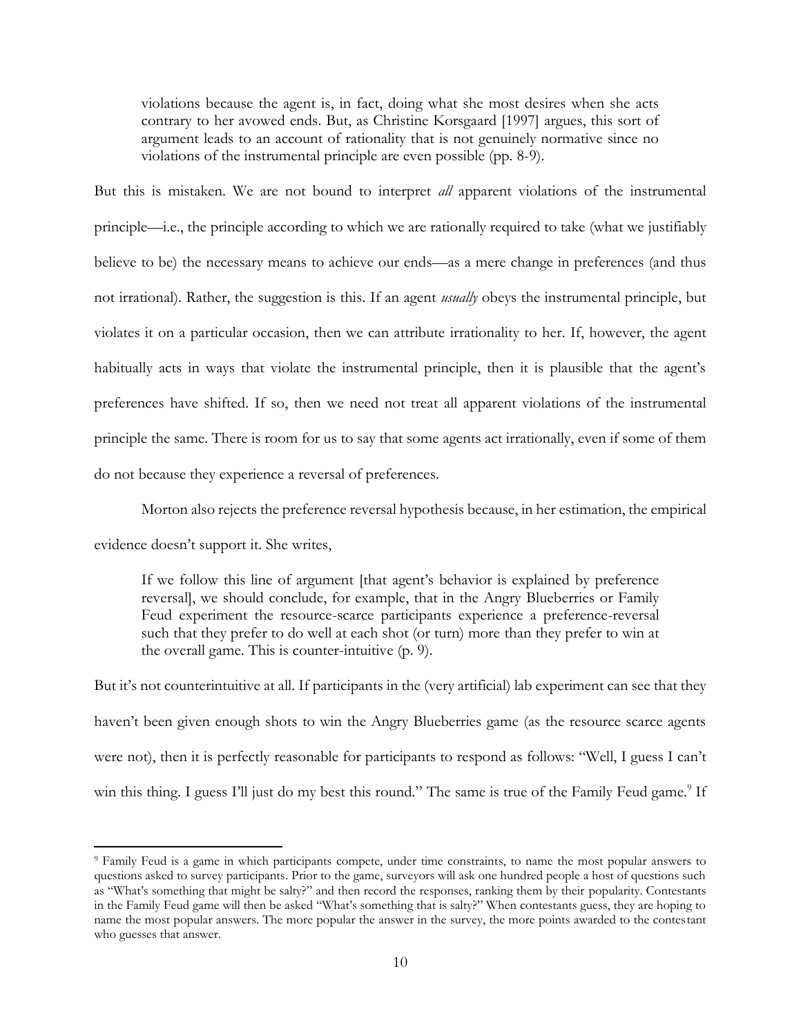> violations because the agent is, in fact, doing what she most desires when she acts contrary to her avowed ends. But, as Christine Korsgaard [1997] argues, this sort of argument leads to an account of rationality that is not genuinely normative since no violations of the instrumental principle are even possible (pp. 8-9).

But this is mistaken. We are not bound to interpret *all* apparent violations of the instrumental principle—i.e., the principle according to which we are rationally required to take (what we justifiably believe to be) the necessary means to achieve our ends—as a mere change in preferences (and thus not irrational). Rather, the suggestion is this. If an agent *usually* obeys the instrumental principle, but violates it on a particular occasion, then we can attribute irrationality to her. If, however, the agent habitually acts in ways that violate the instrumental principle, then it is plausible that the agent's preferences have shifted. If so, then we need not treat all apparent violations of the instrumental principle the same. There is room for us to say that some agents act irrationally, even if some of them do not because they experience a reversal of preferences.

Morton also rejects the preference reversal hypothesis because, in her estimation, the empirical evidence doesn't support it. She writes,

> If we follow this line of argument [that agent's behavior is explained by preference reversal], we should conclude, for example, that in the Angry Blueberries or Family Feud experiment the resource-scarce participants experience a preference-reversal such that they prefer to do well at each shot (or turn) more than they prefer to win at the overall game. This is counter-intuitive (p. 9).

But it's not counterintuitive at all. If participants in the (very artificial) lab experiment can see that they haven't been given enough shots to win the Angry Blueberries game (as the resource scarce agents were not), then it is perfectly reasonable for participants to respond as follows: "Well, I guess I can't win this thing. I guess I'll just do my best this round." The same is true of the Family Feud game.[9] If

---

[9] Family Feud is a game in which participants compete, under time constraints, to name the most popular answers to questions asked to survey participants. Prior to the game, surveyors will ask one hundred people a host of questions such as "What's something that might be salty?" and then record the responses, ranking them by their popularity. Contestants in the Family Feud game will then be asked "What's something that is salty?" When contestants guess, they are hoping to name the most popular answers. The more popular the answer in the survey, the more points awarded to the contestant who guesses that answer.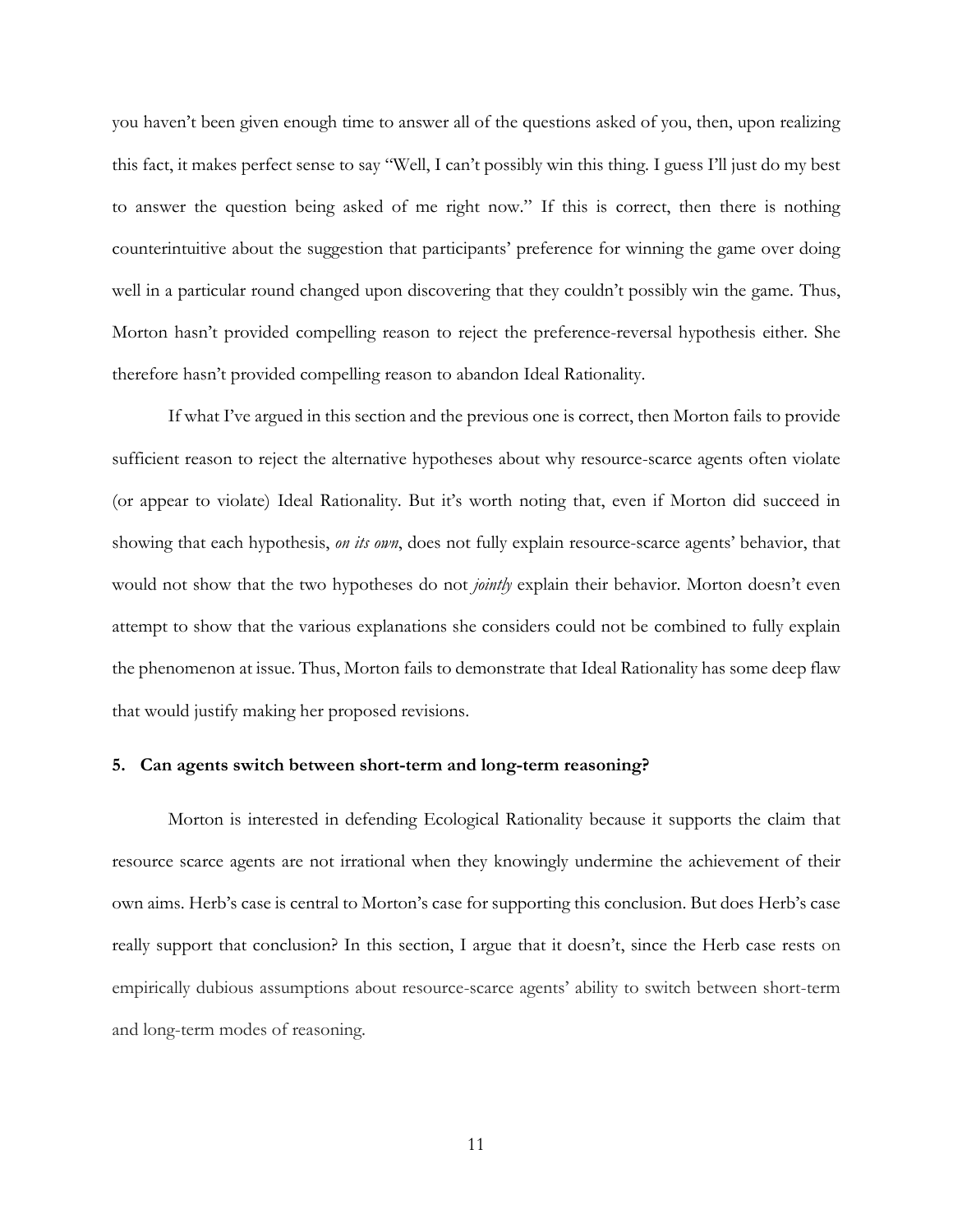you haven't been given enough time to answer all of the questions asked of you, then, upon realizing this fact, it makes perfect sense to say "Well, I can't possibly win this thing. I guess I'll just do my best to answer the question being asked of me right now." If this is correct, then there is nothing counterintuitive about the suggestion that participants' preference for winning the game over doing well in a particular round changed upon discovering that they couldn't possibly win the game. Thus, Morton hasn't provided compelling reason to reject the preference-reversal hypothesis either. She therefore hasn't provided compelling reason to abandon Ideal Rationality.

If what I've argued in this section and the previous one is correct, then Morton fails to provide sufficient reason to reject the alternative hypotheses about why resource-scarce agents often violate (or appear to violate) Ideal Rationality. But it's worth noting that, even if Morton did succeed in showing that each hypothesis, *on its own*, does not fully explain resource-scarce agents' behavior, that would not show that the two hypotheses do not *jointly* explain their behavior. Morton doesn't even attempt to show that the various explanations she considers could not be combined to fully explain the phenomenon at issue. Thus, Morton fails to demonstrate that Ideal Rationality has some deep flaw that would justify making her proposed revisions.

## 5. Can agents switch between short-term and long-term reasoning?

Morton is interested in defending Ecological Rationality because it supports the claim that resource scarce agents are not irrational when they knowingly undermine the achievement of their own aims. Herb's case is central to Morton's case for supporting this conclusion. But does Herb's case really support that conclusion? In this section, I argue that it doesn't, since the Herb case rests on empirically dubious assumptions about resource-scarce agents' ability to switch between short-term and long-term modes of reasoning.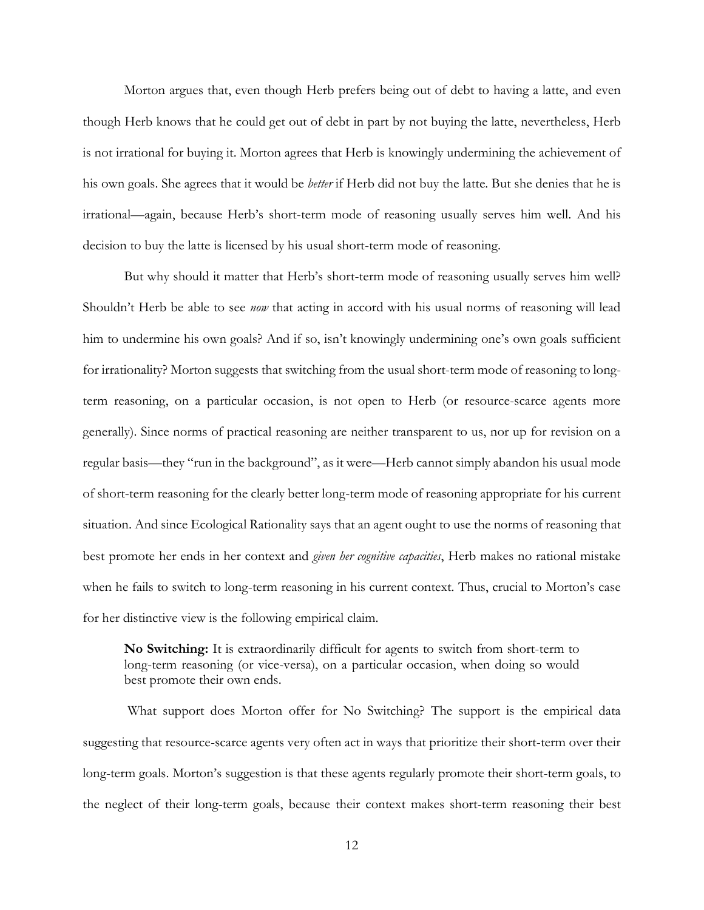Morton argues that, even though Herb prefers being out of debt to having a latte, and even though Herb knows that he could get out of debt in part by not buying the latte, nevertheless, Herb is not irrational for buying it. Morton agrees that Herb is knowingly undermining the achievement of his own goals. She agrees that it would be *better* if Herb did not buy the latte. But she denies that he is irrational—again, because Herb's short-term mode of reasoning usually serves him well. And his decision to buy the latte is licensed by his usual short-term mode of reasoning.

But why should it matter that Herb's short-term mode of reasoning usually serves him well? Shouldn't Herb be able to see *now* that acting in accord with his usual norms of reasoning will lead him to undermine his own goals? And if so, isn't knowingly undermining one's own goals sufficient for irrationality? Morton suggests that switching from the usual short-term mode of reasoning to long-term reasoning, on a particular occasion, is not open to Herb (or resource-scarce agents more generally). Since norms of practical reasoning are neither transparent to us, nor up for revision on a regular basis—they "run in the background", as it were—Herb cannot simply abandon his usual mode of short-term reasoning for the clearly better long-term mode of reasoning appropriate for his current situation. And since Ecological Rationality says that an agent ought to use the norms of reasoning that best promote her ends in her context and *given her cognitive capacities*, Herb makes no rational mistake when he fails to switch to long-term reasoning in his current context. Thus, crucial to Morton's case for her distinctive view is the following empirical claim.

> **No Switching:** It is extraordinarily difficult for agents to switch from short-term to long-term reasoning (or vice-versa), on a particular occasion, when doing so would best promote their own ends.

What support does Morton offer for No Switching? The support is the empirical data suggesting that resource-scarce agents very often act in ways that prioritize their short-term over their long-term goals. Morton's suggestion is that these agents regularly promote their short-term goals, to the neglect of their long-term goals, because their context makes short-term reasoning their best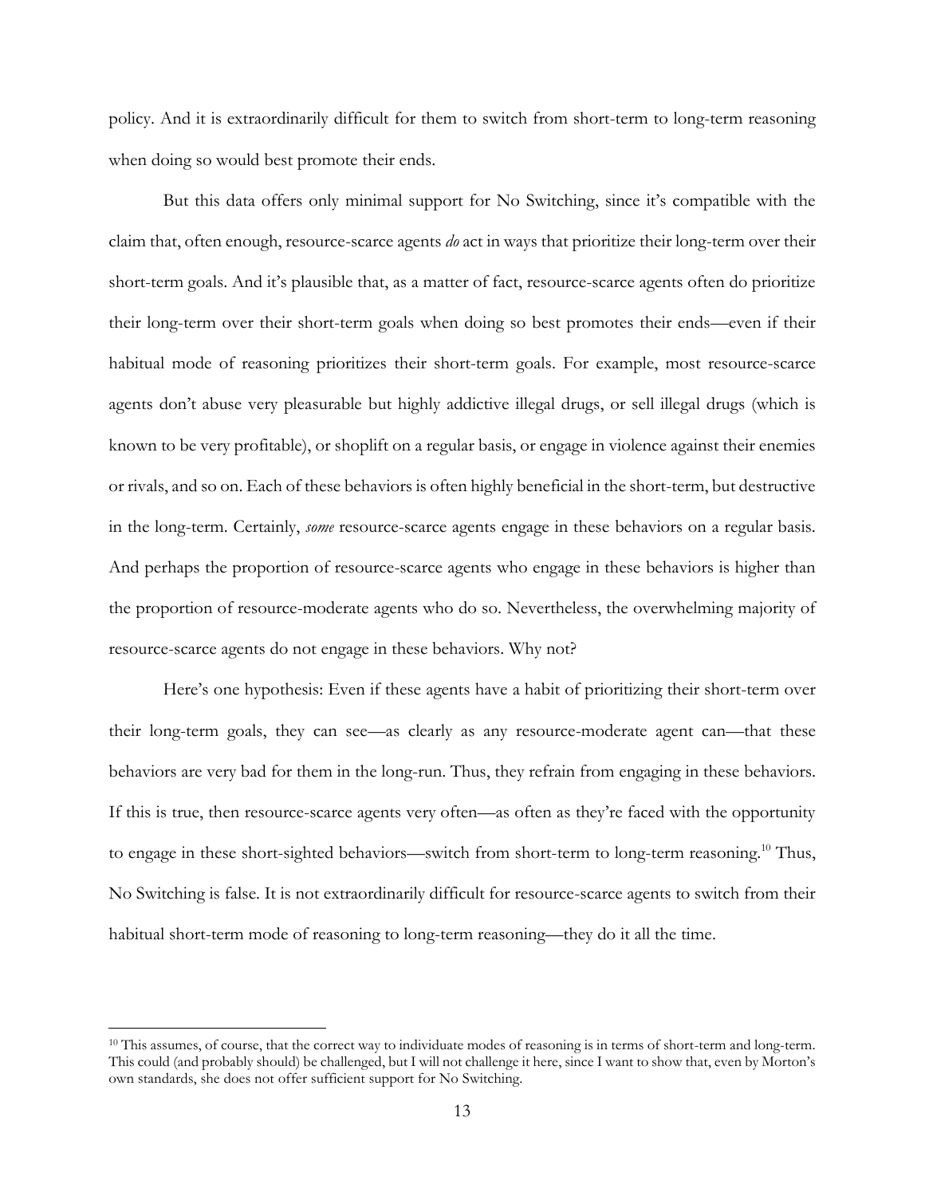policy. And it is extraordinarily difficult for them to switch from short-term to long-term reasoning when doing so would best promote their ends.

But this data offers only minimal support for No Switching, since it's compatible with the claim that, often enough, resource-scarce agents *do* act in ways that prioritize their long-term over their short-term goals. And it's plausible that, as a matter of fact, resource-scarce agents often do prioritize their long-term over their short-term goals when doing so best promotes their ends—even if their habitual mode of reasoning prioritizes their short-term goals. For example, most resource-scarce agents don't abuse very pleasurable but highly addictive illegal drugs, or sell illegal drugs (which is known to be very profitable), or shoplift on a regular basis, or engage in violence against their enemies or rivals, and so on. Each of these behaviors is often highly beneficial in the short-term, but destructive in the long-term. Certainly, *some* resource-scarce agents engage in these behaviors on a regular basis. And perhaps the proportion of resource-scarce agents who engage in these behaviors is higher than the proportion of resource-moderate agents who do so. Nevertheless, the overwhelming majority of resource-scarce agents do not engage in these behaviors. Why not?

Here's one hypothesis: Even if these agents have a habit of prioritizing their short-term over their long-term goals, they can see—as clearly as any resource-moderate agent can—that these behaviors are very bad for them in the long-run. Thus, they refrain from engaging in these behaviors. If this is true, then resource-scarce agents very often—as often as they're faced with the opportunity to engage in these short-sighted behaviors—switch from short-term to long-term reasoning.[10] Thus, No Switching is false. It is not extraordinarily difficult for resource-scarce agents to switch from their habitual short-term mode of reasoning to long-term reasoning—they do it all the time.

---

[10] This assumes, of course, that the correct way to individuate modes of reasoning is in terms of short-term and long-term. This could (and probably should) be challenged, but I will not challenge it here, since I want to show that, even by Morton's own standards, she does not offer sufficient support for No Switching.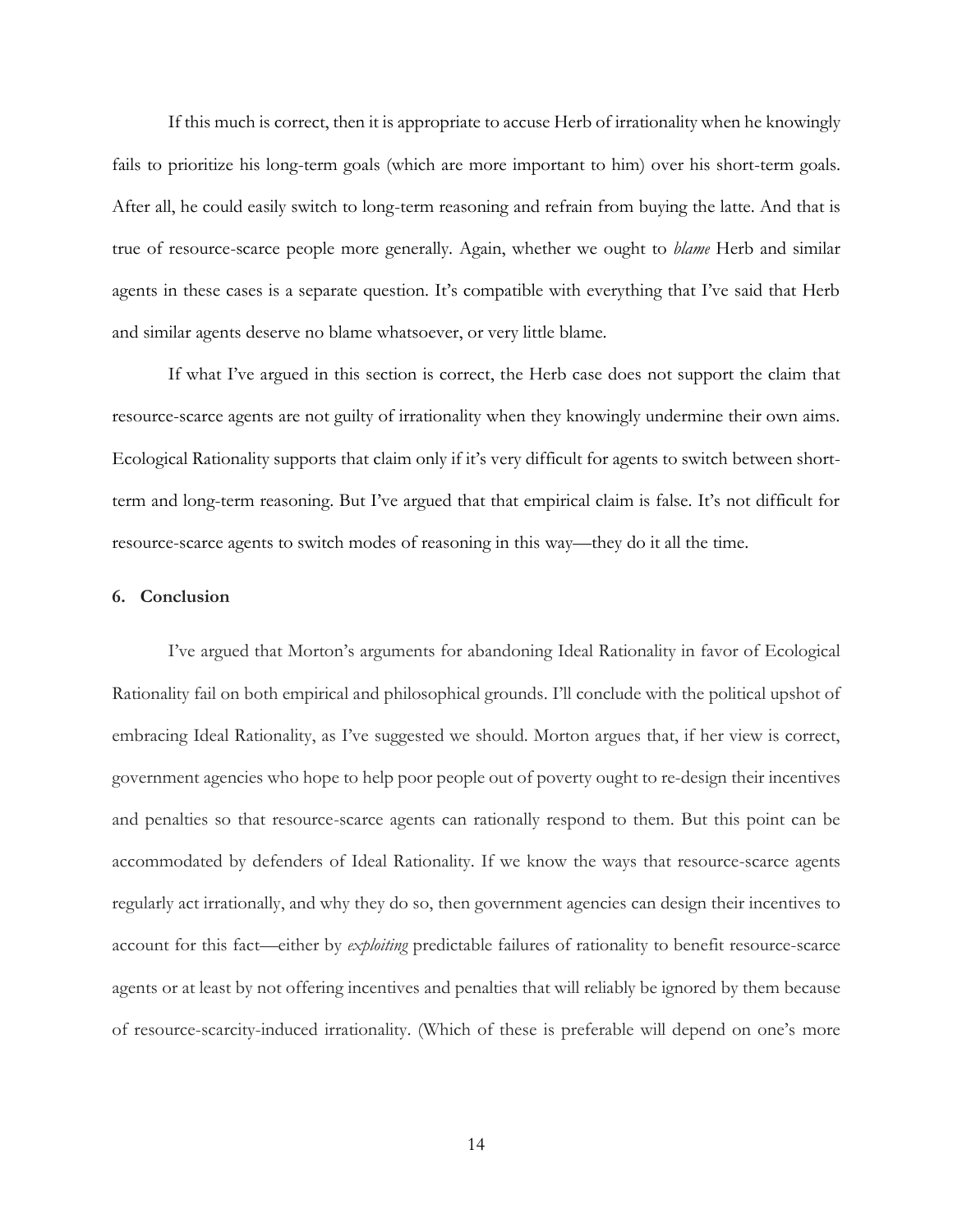If this much is correct, then it is appropriate to accuse Herb of irrationality when he knowingly fails to prioritize his long-term goals (which are more important to him) over his short-term goals. After all, he could easily switch to long-term reasoning and refrain from buying the latte. And that is true of resource-scarce people more generally. Again, whether we ought to *blame* Herb and similar agents in these cases is a separate question. It's compatible with everything that I've said that Herb and similar agents deserve no blame whatsoever, or very little blame.

If what I've argued in this section is correct, the Herb case does not support the claim that resource-scarce agents are not guilty of irrationality when they knowingly undermine their own aims. Ecological Rationality supports that claim only if it's very difficult for agents to switch between short-term and long-term reasoning. But I've argued that that empirical claim is false. It's not difficult for resource-scarce agents to switch modes of reasoning in this way—they do it all the time.

## 6. Conclusion

I've argued that Morton's arguments for abandoning Ideal Rationality in favor of Ecological Rationality fail on both empirical and philosophical grounds. I'll conclude with the political upshot of embracing Ideal Rationality, as I've suggested we should. Morton argues that, if her view is correct, government agencies who hope to help poor people out of poverty ought to re-design their incentives and penalties so that resource-scarce agents can rationally respond to them. But this point can be accommodated by defenders of Ideal Rationality. If we know the ways that resource-scarce agents regularly act irrationally, and why they do so, then government agencies can design their incentives to account for this fact—either by *exploiting* predictable failures of rationality to benefit resource-scarce agents or at least by not offering incentives and penalties that will reliably be ignored by them because of resource-scarcity-induced irrationality. (Which of these is preferable will depend on one's more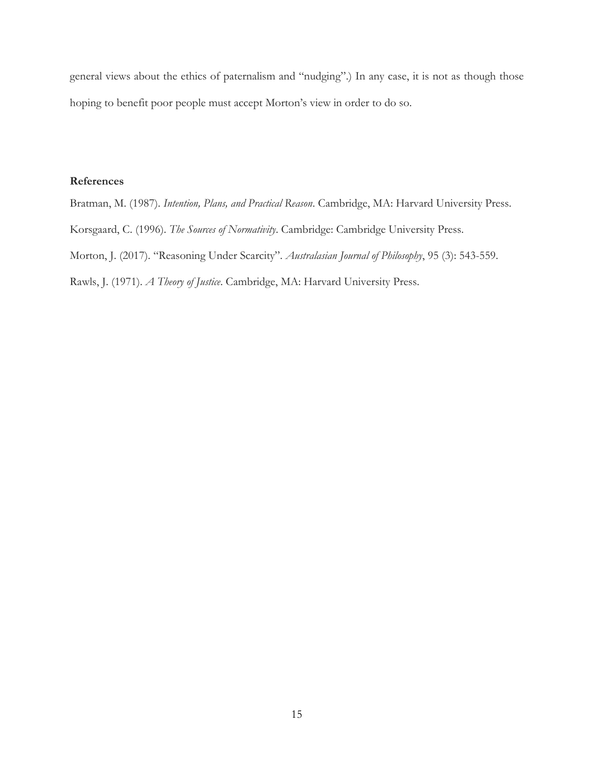general views about the ethics of paternalism and "nudging".) In any case, it is not as though those hoping to benefit poor people must accept Morton's view in order to do so.

**References**

Bratman, M. (1987). *Intention, Plans, and Practical Reason*. Cambridge, MA: Harvard University Press.

Korsgaard, C. (1996). *The Sources of Normativity*. Cambridge: Cambridge University Press.

Morton, J. (2017). "Reasoning Under Scarcity". *Australasian Journal of Philosophy*, 95 (3): 543-559.

Rawls, J. (1971). *A Theory of Justice*. Cambridge, MA: Harvard University Press.